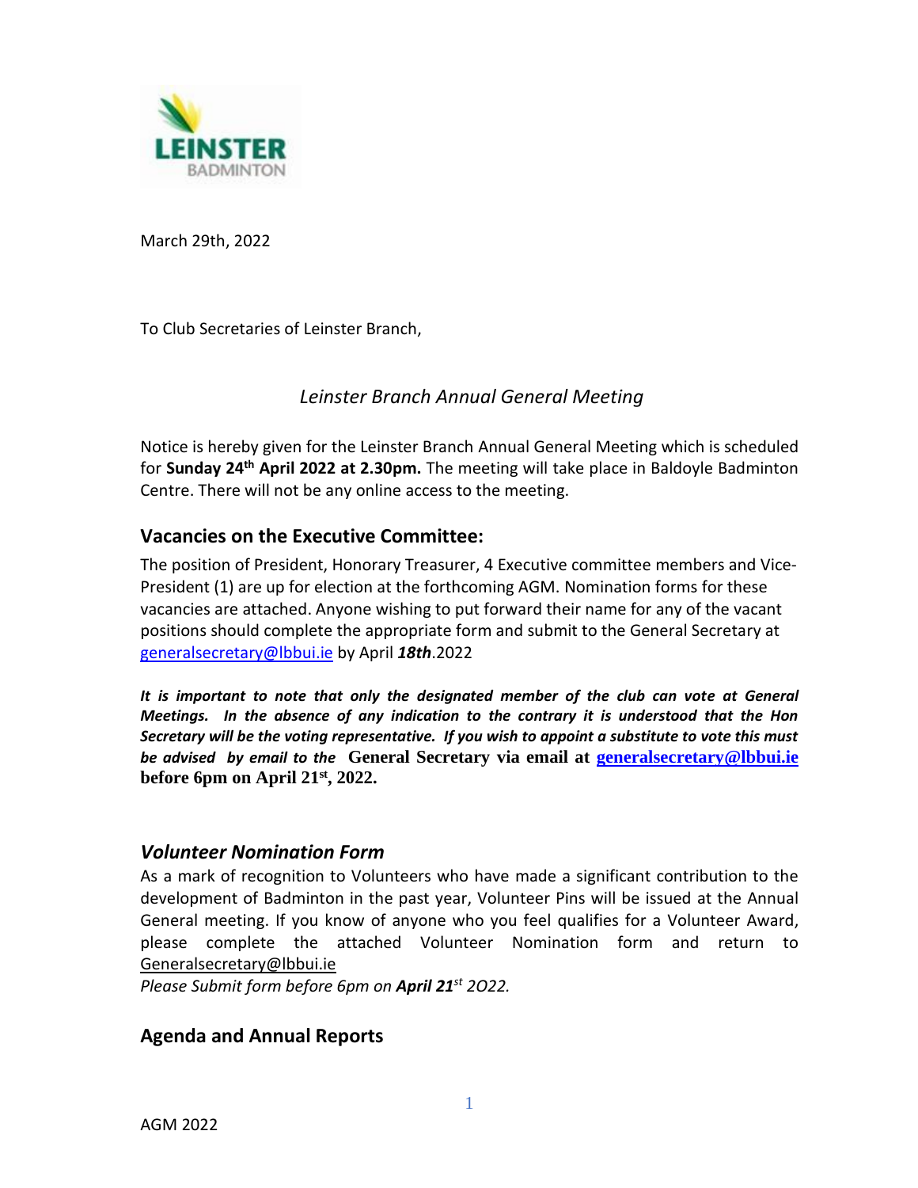LEINSTER BADMINTON

March 29th, 2022

To Club Secretaries of Leinster Branch,

*Leinster Branch Annual General Meeting*

Notice is hereby given for the Leinster Branch Annual General Meeting which is scheduled for **Sunday 24th April 2022 at 2.30pm.** The meeting will take place in Baldoyle Badminton Centre. There will not be any online access to the meeting.

## Vacancies on the Executive Committee:

The position of President, Honorary Treasurer, 4 Executive committee members and Vice-President (1) are up for election at the forthcoming AGM. Nomination forms for these vacancies are attached. Anyone wishing to put forward their name for any of the vacant positions should complete the appropriate form and submit to the General Secretary at generalsecretary@lbbui.ie by April ***18th***.2022

***It is important to note that only the designated member of the club can vote at General Meetings. In the absence of any indication to the contrary it is understood that the Hon Secretary will be the voting representative. If you wish to appoint a substitute to vote this must be advised by email to the*** **General Secretary via email at generalsecretary@lbbui.ie before 6pm on April 21st, 2022.**

## *Volunteer Nomination Form*

As a mark of recognition to Volunteers who have made a significant contribution to the development of Badminton in the past year, Volunteer Pins will be issued at the Annual General meeting. If you know of anyone who you feel qualifies for a Volunteer Award, please complete the attached Volunteer Nomination form and return to Generalsecretary@lbbui.ie

*Please Submit form before 6pm on **April 21st** 2O22.*

## Agenda and Annual Reports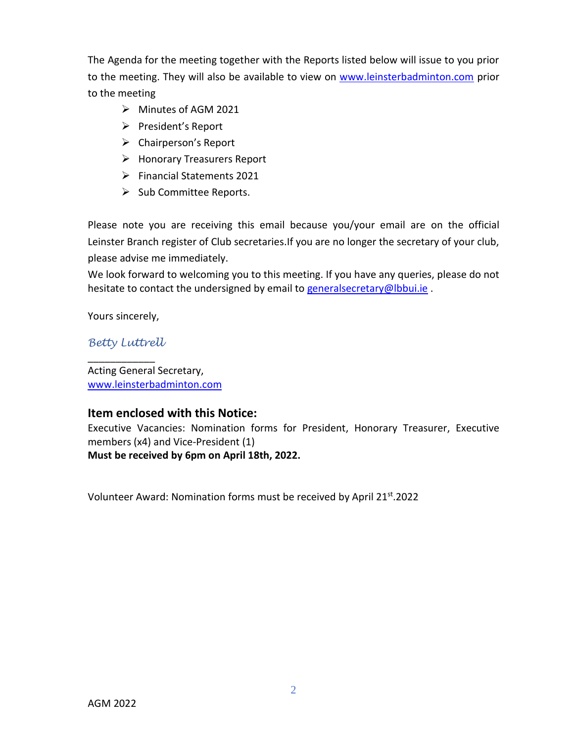The Agenda for the meeting together with the Reports listed below will issue to you prior to the meeting. They will also be available to view on [www.leinsterbadminton.com](http://www.leinsterbadminton.com) prior to the meeting

- Minutes of AGM 2021
- President's Report
- Chairperson's Report
- Honorary Treasurers Report
- Financial Statements 2021
- Sub Committee Reports.

Please note you are receiving this email because you/your email are on the official Leinster Branch register of Club secretaries.If you are no longer the secretary of your club, please advise me immediately.

We look forward to welcoming you to this meeting. If you have any queries, please do not hesitate to contact the undersigned by email to [generalsecretary@lbbui.ie](mailto:generalsecretary@lbbui.ie) .

Yours sincerely,

*Betty Luttrell*

\_\_\_\_\_\_\_\_\_\_\_\_

Acting General Secretary,
[www.leinsterbadminton.com](http://www.leinsterbadminton.com)

## Item enclosed with this Notice:

Executive Vacancies: Nomination forms for President, Honorary Treasurer, Executive members (x4) and Vice-President (1)
**Must be received by 6pm on April 18th, 2022.**

Volunteer Award: Nomination forms must be received by April 21st.2022